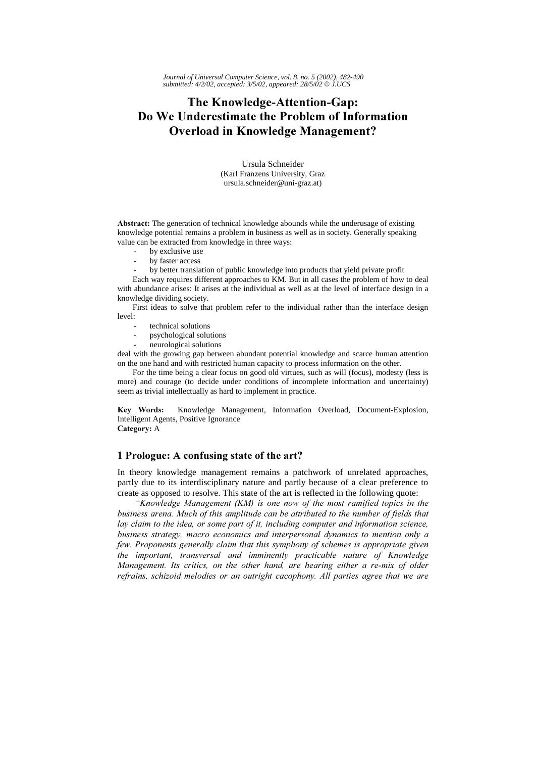# The Knowledge-Attention-Gap: Do We Underestimate the Problem of Information Overload in Knowledge Management?

Ursula Schneider
(Karl Franzens University, Graz
ursula.schneider@uni-graz.at)

**Abstract:** The generation of technical knowledge abounds while the underusage of existing knowledge potential remains a problem in business as well as in society. Generally speaking value can be extracted from knowledge in three ways:

- by exclusive use
- by faster access
- by better translation of public knowledge into products that yield private profit

Each way requires different approaches to KM. But in all cases the problem of how to deal with abundance arises: It arises at the individual as well as at the level of interface design in a knowledge dividing society.

First ideas to solve that problem refer to the individual rather than the interface design level:

- technical solutions
- psychological solutions
- neurological solutions

deal with the growing gap between abundant potential knowledge and scarce human attention on the one hand and with restricted human capacity to process information on the other.

For the time being a clear focus on good old virtues, such as will (focus), modesty (less is more) and courage (to decide under conditions of incomplete information and uncertainty) seem as trivial intellectually as hard to implement in practice.

**Key Words:** Knowledge Management, Information Overload, Document-Explosion, Intelligent Agents, Positive Ignorance
**Category:** A

## 1 Prologue: A confusing state of the art?

In theory knowledge management remains a patchwork of unrelated approaches, partly due to its interdisciplinary nature and partly because of a clear preference to create as opposed to resolve. This state of the art is reflected in the following quote:

*"Knowledge Management (KM) is one now of the most ramified topics in the business arena. Much of this amplitude can be attributed to the number of fields that lay claim to the idea, or some part of it, including computer and information science, business strategy, macro economics and interpersonal dynamics to mention only a few. Proponents generally claim that this symphony of schemes is appropriate given the important, transversal and imminently practicable nature of Knowledge Management. Its critics, on the other hand, are hearing either a re-mix of older refrains, schizoid melodies or an outright cacophony. All parties agree that we are*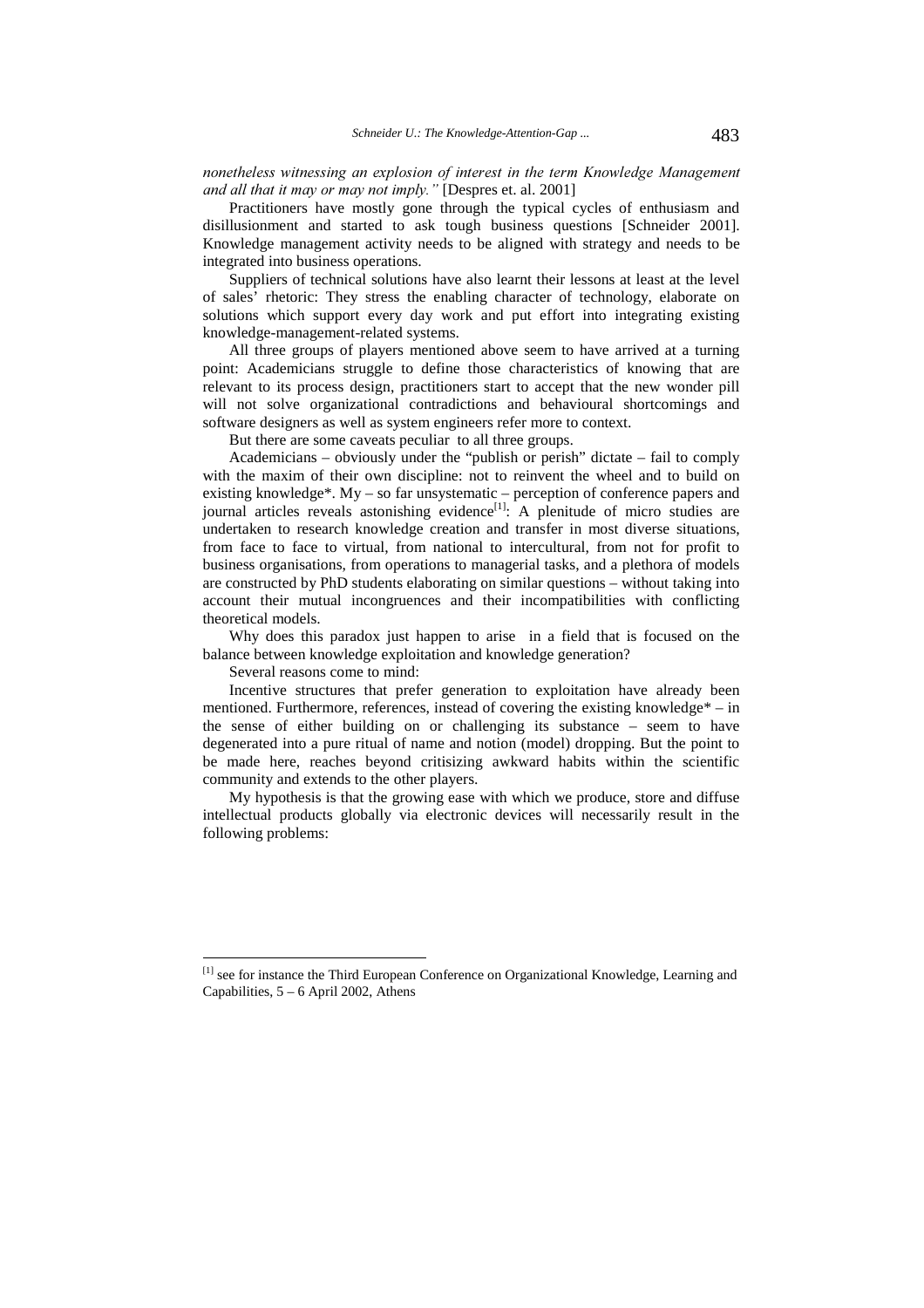*nonetheless witnessing an explosion of interest in the term Knowledge Management and all that it may or may not imply."* [Despres et. al. 2001]

Practitioners have mostly gone through the typical cycles of enthusiasm and disillusionment and started to ask tough business questions [Schneider 2001]. Knowledge management activity needs to be aligned with strategy and needs to be integrated into business operations.

Suppliers of technical solutions have also learnt their lessons at least at the level of sales' rhetoric: They stress the enabling character of technology, elaborate on solutions which support every day work and put effort into integrating existing knowledge-management-related systems.

All three groups of players mentioned above seem to have arrived at a turning point: Academicians struggle to define those characteristics of knowing that are relevant to its process design, practitioners start to accept that the new wonder pill will not solve organizational contradictions and behavioural shortcomings and software designers as well as system engineers refer more to context.

But there are some caveats peculiar to all three groups.

Academicians – obviously under the "publish or perish" dictate – fail to comply with the maxim of their own discipline: not to reinvent the wheel and to build on existing knowledge*. My – so far unsystematic – perception of conference papers and journal articles reveals astonishing evidence[1]: A plenitude of micro studies are undertaken to research knowledge creation and transfer in most diverse situations, from face to face to virtual, from national to intercultural, from not for profit to business organisations, from operations to managerial tasks, and a plethora of models are constructed by PhD students elaborating on similar questions – without taking into account their mutual incongruences and their incompatibilities with conflicting theoretical models.

Why does this paradox just happen to arise in a field that is focused on the balance between knowledge exploitation and knowledge generation?

Several reasons come to mind:

Incentive structures that prefer generation to exploitation have already been mentioned. Furthermore, references, instead of covering the existing knowledge* – in the sense of either building on or challenging its substance – seem to have degenerated into a pure ritual of name and notion (model) dropping. But the point to be made here, reaches beyond critisizing awkward habits within the scientific community and extends to the other players.

My hypothesis is that the growing ease with which we produce, store and diffuse intellectual products globally via electronic devices will necessarily result in the following problems:

---

[1] see for instance the Third European Conference on Organizational Knowledge, Learning and Capabilities, 5 – 6 April 2002, Athens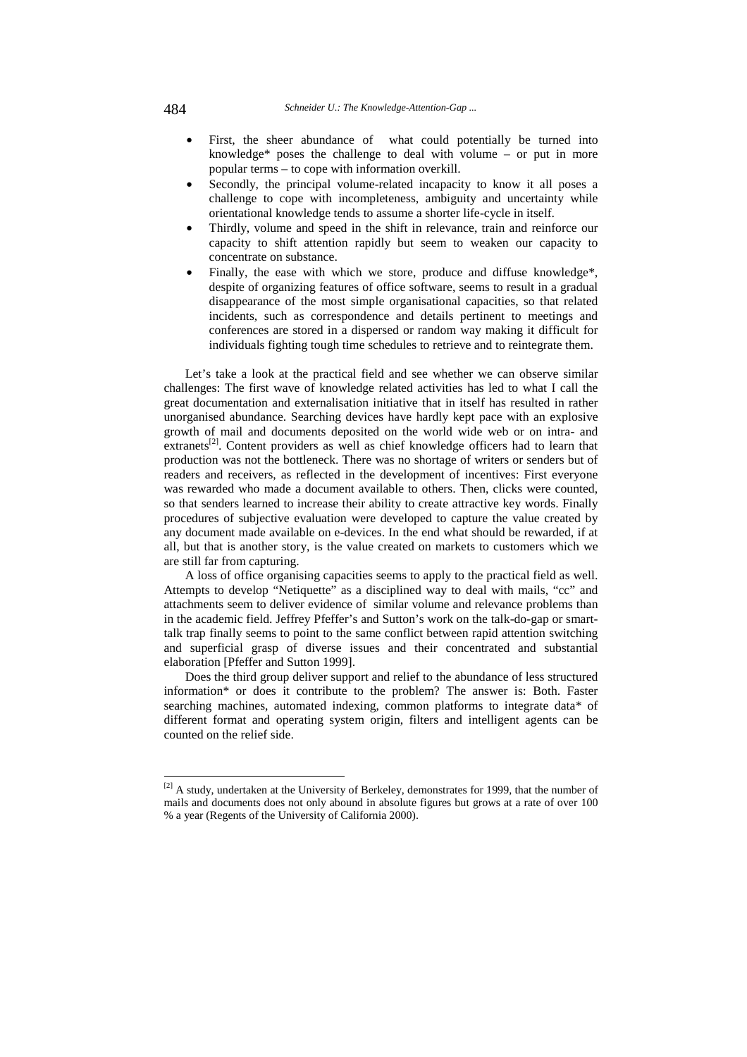- First, the sheer abundance of what could potentially be turned into knowledge* poses the challenge to deal with volume – or put in more popular terms – to cope with information overkill.
- Secondly, the principal volume-related incapacity to know it all poses a challenge to cope with incompleteness, ambiguity and uncertainty while orientational knowledge tends to assume a shorter life-cycle in itself.
- Thirdly, volume and speed in the shift in relevance, train and reinforce our capacity to shift attention rapidly but seem to weaken our capacity to concentrate on substance.
- Finally, the ease with which we store, produce and diffuse knowledge*, despite of organizing features of office software, seems to result in a gradual disappearance of the most simple organisational capacities, so that related incidents, such as correspondence and details pertinent to meetings and conferences are stored in a dispersed or random way making it difficult for individuals fighting tough time schedules to retrieve and to reintegrate them.

Let's take a look at the practical field and see whether we can observe similar challenges: The first wave of knowledge related activities has led to what I call the great documentation and externalisation initiative that in itself has resulted in rather unorganised abundance. Searching devices have hardly kept pace with an explosive growth of mail and documents deposited on the world wide web or on intra- and extranets[2]. Content providers as well as chief knowledge officers had to learn that production was not the bottleneck. There was no shortage of writers or senders but of readers and receivers, as reflected in the development of incentives: First everyone was rewarded who made a document available to others. Then, clicks were counted, so that senders learned to increase their ability to create attractive key words. Finally procedures of subjective evaluation were developed to capture the value created by any document made available on e-devices. In the end what should be rewarded, if at all, but that is another story, is the value created on markets to customers which we are still far from capturing.

A loss of office organising capacities seems to apply to the practical field as well. Attempts to develop "Netiquette" as a disciplined way to deal with mails, "cc" and attachments seem to deliver evidence of similar volume and relevance problems than in the academic field. Jeffrey Pfeffer's and Sutton's work on the talk-do-gap or smart-talk trap finally seems to point to the same conflict between rapid attention switching and superficial grasp of diverse issues and their concentrated and substantial elaboration [Pfeffer and Sutton 1999].

Does the third group deliver support and relief to the abundance of less structured information* or does it contribute to the problem? The answer is: Both. Faster searching machines, automated indexing, common platforms to integrate data* of different format and operating system origin, filters and intelligent agents can be counted on the relief side.

---

[2] A study, undertaken at the University of Berkeley, demonstrates for 1999, that the number of mails and documents does not only abound in absolute figures but grows at a rate of over 100 % a year (Regents of the University of California 2000).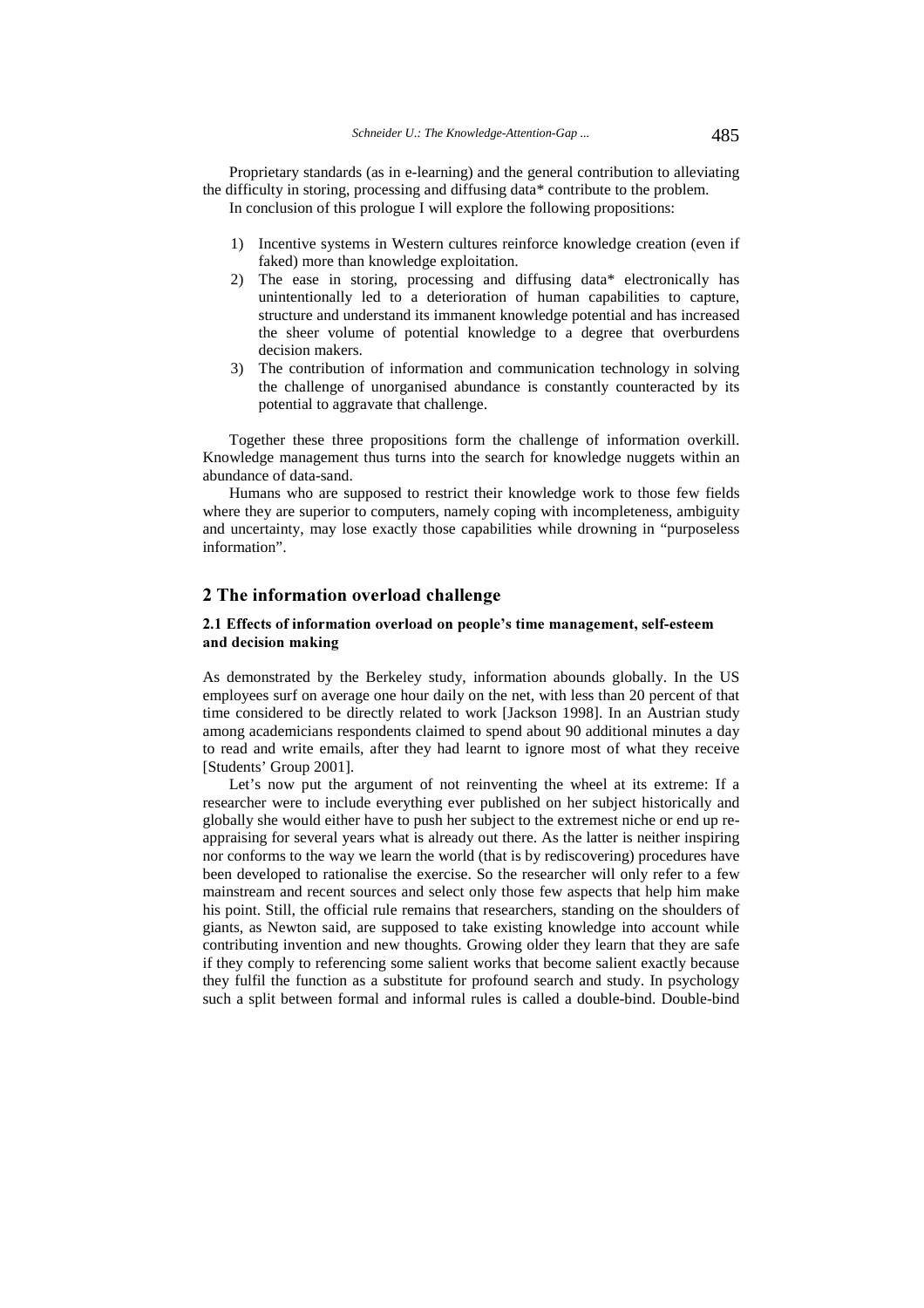Proprietary standards (as in e-learning) and the general contribution to alleviating the difficulty in storing, processing and diffusing data* contribute to the problem.

In conclusion of this prologue I will explore the following propositions:

1) Incentive systems in Western cultures reinforce knowledge creation (even if faked) more than knowledge exploitation.
2) The ease in storing, processing and diffusing data* electronically has unintentionally led to a deterioration of human capabilities to capture, structure and understand its immanent knowledge potential and has increased the sheer volume of potential knowledge to a degree that overburdens decision makers.
3) The contribution of information and communication technology in solving the challenge of unorganised abundance is constantly counteracted by its potential to aggravate that challenge.

Together these three propositions form the challenge of information overkill. Knowledge management thus turns into the search for knowledge nuggets within an abundance of data-sand.

Humans who are supposed to restrict their knowledge work to those few fields where they are superior to computers, namely coping with incompleteness, ambiguity and uncertainty, may lose exactly those capabilities while drowning in "purposeless information".

## 2 The information overload challenge

### 2.1 Effects of information overload on people's time management, self-esteem and decision making

As demonstrated by the Berkeley study, information abounds globally. In the US employees surf on average one hour daily on the net, with less than 20 percent of that time considered to be directly related to work [Jackson 1998]. In an Austrian study among academicians respondents claimed to spend about 90 additional minutes a day to read and write emails, after they had learnt to ignore most of what they receive [Students' Group 2001].

Let's now put the argument of not reinventing the wheel at its extreme: If a researcher were to include everything ever published on her subject historically and globally she would either have to push her subject to the extremest niche or end up re-appraising for several years what is already out there. As the latter is neither inspiring nor conforms to the way we learn the world (that is by rediscovering) procedures have been developed to rationalise the exercise. So the researcher will only refer to a few mainstream and recent sources and select only those few aspects that help him make his point. Still, the official rule remains that researchers, standing on the shoulders of giants, as Newton said, are supposed to take existing knowledge into account while contributing invention and new thoughts. Growing older they learn that they are safe if they comply to referencing some salient works that become salient exactly because they fulfil the function as a substitute for profound search and study. In psychology such a split between formal and informal rules is called a double-bind. Double-bind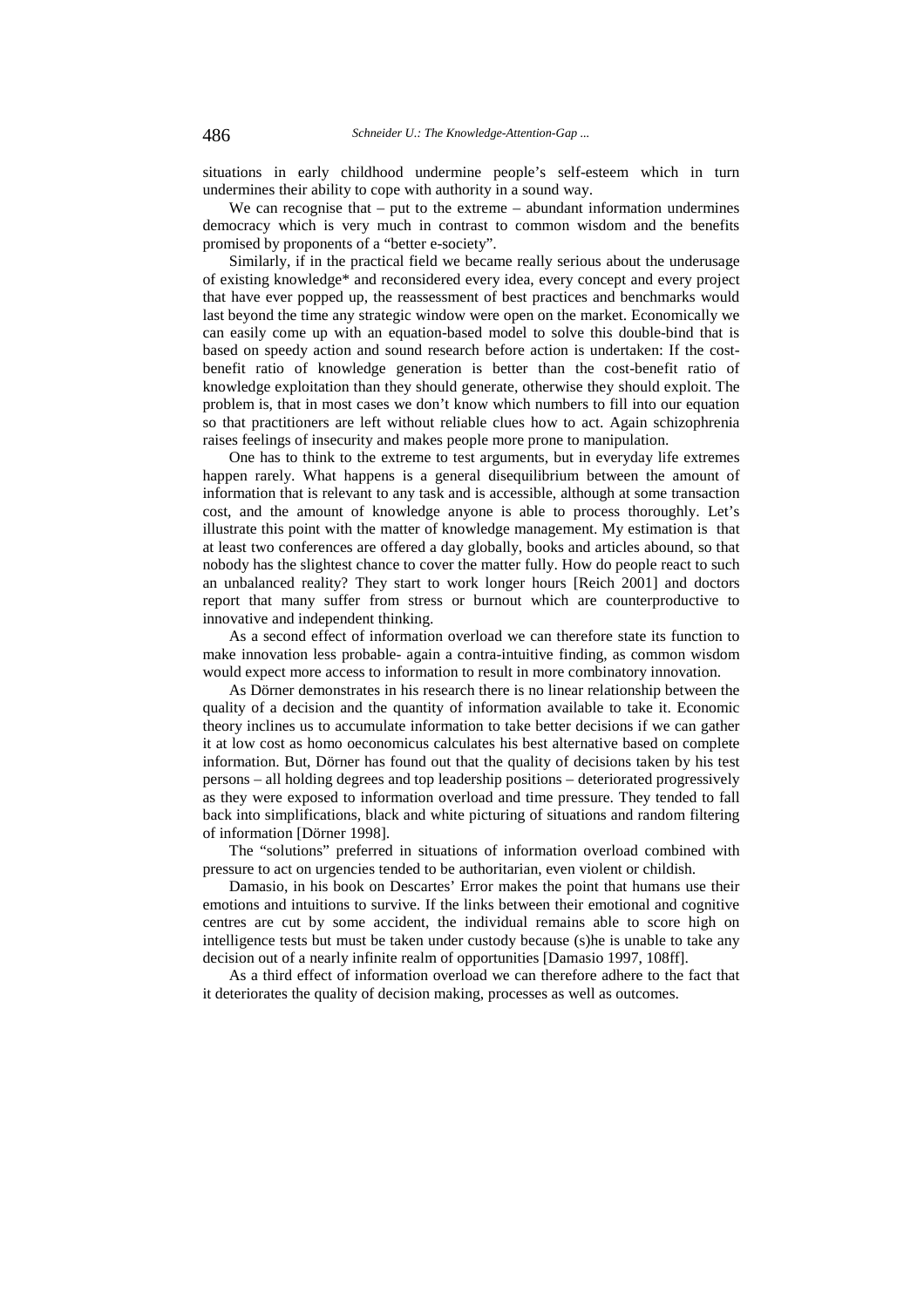situations in early childhood undermine people's self-esteem which in turn undermines their ability to cope with authority in a sound way.

We can recognise that – put to the extreme – abundant information undermines democracy which is very much in contrast to common wisdom and the benefits promised by proponents of a "better e-society".

Similarly, if in the practical field we became really serious about the underusage of existing knowledge* and reconsidered every idea, every concept and every project that have ever popped up, the reassessment of best practices and benchmarks would last beyond the time any strategic window were open on the market. Economically we can easily come up with an equation-based model to solve this double-bind that is based on speedy action and sound research before action is undertaken: If the cost-benefit ratio of knowledge generation is better than the cost-benefit ratio of knowledge exploitation than they should generate, otherwise they should exploit. The problem is, that in most cases we don't know which numbers to fill into our equation so that practitioners are left without reliable clues how to act. Again schizophrenia raises feelings of insecurity and makes people more prone to manipulation.

One has to think to the extreme to test arguments, but in everyday life extremes happen rarely. What happens is a general disequilibrium between the amount of information that is relevant to any task and is accessible, although at some transaction cost, and the amount of knowledge anyone is able to process thoroughly. Let's illustrate this point with the matter of knowledge management. My estimation is that at least two conferences are offered a day globally, books and articles abound, so that nobody has the slightest chance to cover the matter fully. How do people react to such an unbalanced reality? They start to work longer hours [Reich 2001] and doctors report that many suffer from stress or burnout which are counterproductive to innovative and independent thinking.

As a second effect of information overload we can therefore state its function to make innovation less probable- again a contra-intuitive finding, as common wisdom would expect more access to information to result in more combinatory innovation.

As Dörner demonstrates in his research there is no linear relationship between the quality of a decision and the quantity of information available to take it. Economic theory inclines us to accumulate information to take better decisions if we can gather it at low cost as homo oeconomicus calculates his best alternative based on complete information. But, Dörner has found out that the quality of decisions taken by his test persons – all holding degrees and top leadership positions – deteriorated progressively as they were exposed to information overload and time pressure. They tended to fall back into simplifications, black and white picturing of situations and random filtering of information [Dörner 1998].

The "solutions" preferred in situations of information overload combined with pressure to act on urgencies tended to be authoritarian, even violent or childish.

Damasio, in his book on Descartes' Error makes the point that humans use their emotions and intuitions to survive. If the links between their emotional and cognitive centres are cut by some accident, the individual remains able to score high on intelligence tests but must be taken under custody because (s)he is unable to take any decision out of a nearly infinite realm of opportunities [Damasio 1997, 108ff].

As a third effect of information overload we can therefore adhere to the fact that it deteriorates the quality of decision making, processes as well as outcomes.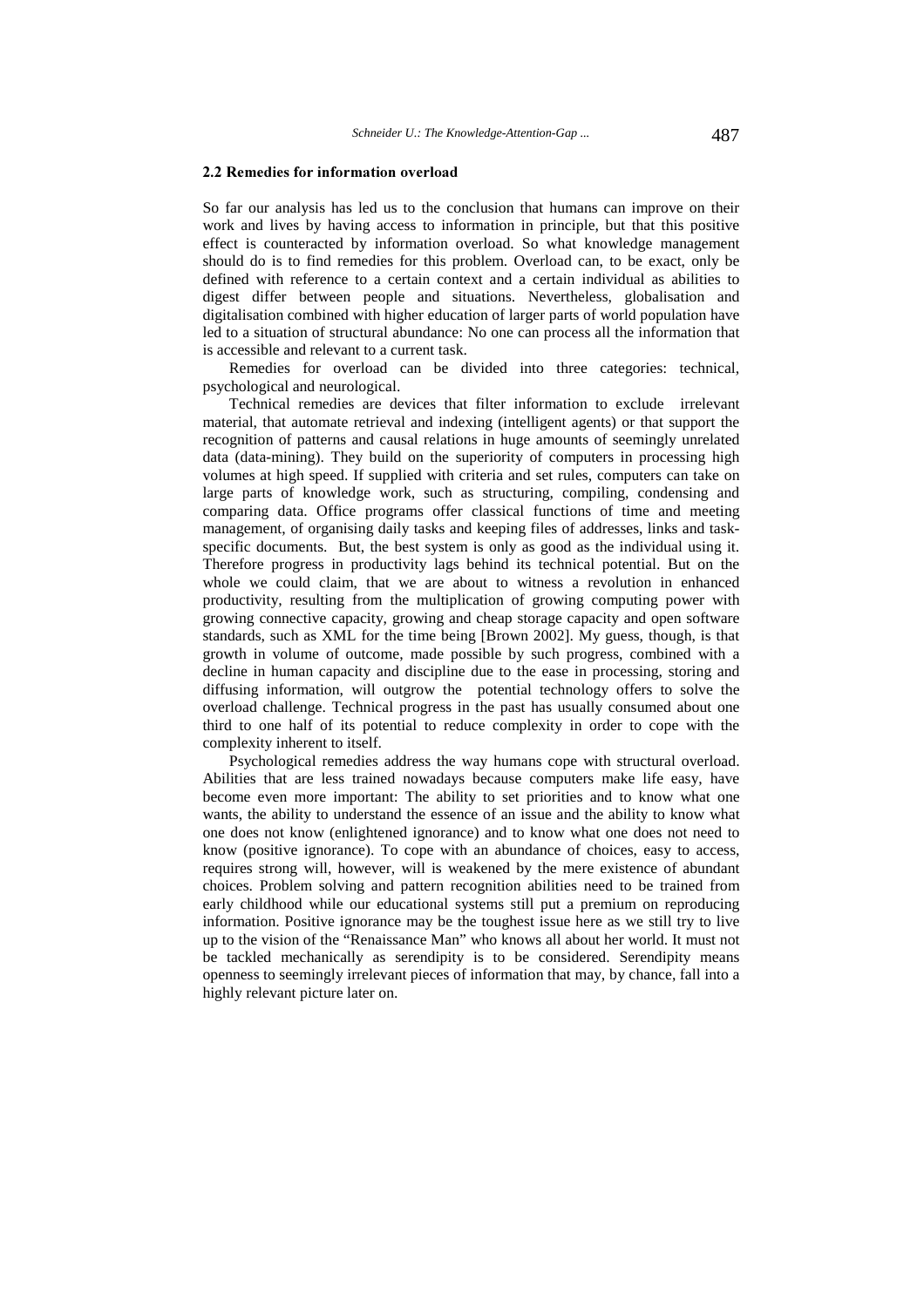### 2.2 Remedies for information overload

So far our analysis has led us to the conclusion that humans can improve on their work and lives by having access to information in principle, but that this positive effect is counteracted by information overload. So what knowledge management should do is to find remedies for this problem. Overload can, to be exact, only be defined with reference to a certain context and a certain individual as abilities to digest differ between people and situations. Nevertheless, globalisation and digitalisation combined with higher education of larger parts of world population have led to a situation of structural abundance: No one can process all the information that is accessible and relevant to a current task.

Remedies for overload can be divided into three categories: technical, psychological and neurological.

Technical remedies are devices that filter information to exclude irrelevant material, that automate retrieval and indexing (intelligent agents) or that support the recognition of patterns and causal relations in huge amounts of seemingly unrelated data (data-mining). They build on the superiority of computers in processing high volumes at high speed. If supplied with criteria and set rules, computers can take on large parts of knowledge work, such as structuring, compiling, condensing and comparing data. Office programs offer classical functions of time and meeting management, of organising daily tasks and keeping files of addresses, links and task-specific documents. But, the best system is only as good as the individual using it. Therefore progress in productivity lags behind its technical potential. But on the whole we could claim, that we are about to witness a revolution in enhanced productivity, resulting from the multiplication of growing computing power with growing connective capacity, growing and cheap storage capacity and open software standards, such as XML for the time being [Brown 2002]. My guess, though, is that growth in volume of outcome, made possible by such progress, combined with a decline in human capacity and discipline due to the ease in processing, storing and diffusing information, will outgrow the potential technology offers to solve the overload challenge. Technical progress in the past has usually consumed about one third to one half of its potential to reduce complexity in order to cope with the complexity inherent to itself.

Psychological remedies address the way humans cope with structural overload. Abilities that are less trained nowadays because computers make life easy, have become even more important: The ability to set priorities and to know what one wants, the ability to understand the essence of an issue and the ability to know what one does not know (enlightened ignorance) and to know what one does not need to know (positive ignorance). To cope with an abundance of choices, easy to access, requires strong will, however, will is weakened by the mere existence of abundant choices. Problem solving and pattern recognition abilities need to be trained from early childhood while our educational systems still put a premium on reproducing information. Positive ignorance may be the toughest issue here as we still try to live up to the vision of the "Renaissance Man" who knows all about her world. It must not be tackled mechanically as serendipity is to be considered. Serendipity means openness to seemingly irrelevant pieces of information that may, by chance, fall into a highly relevant picture later on.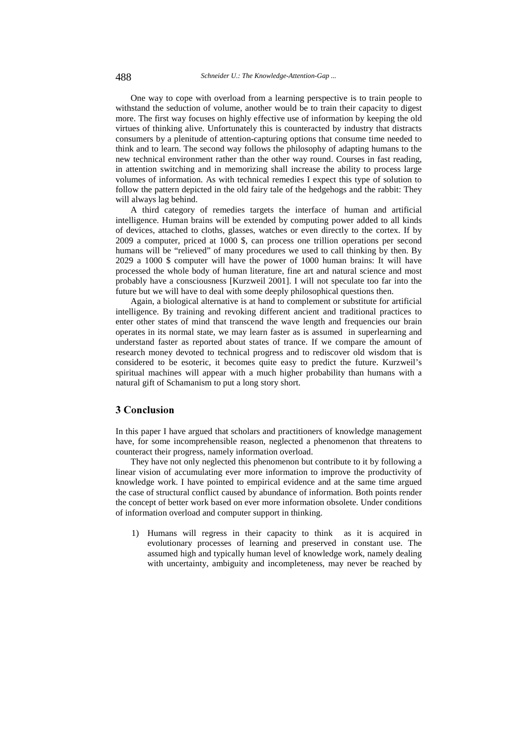One way to cope with overload from a learning perspective is to train people to withstand the seduction of volume, another would be to train their capacity to digest more. The first way focuses on highly effective use of information by keeping the old virtues of thinking alive. Unfortunately this is counteracted by industry that distracts consumers by a plenitude of attention-capturing options that consume time needed to think and to learn. The second way follows the philosophy of adapting humans to the new technical environment rather than the other way round. Courses in fast reading, in attention switching and in memorizing shall increase the ability to process large volumes of information. As with technical remedies I expect this type of solution to follow the pattern depicted in the old fairy tale of the hedgehogs and the rabbit: They will always lag behind.

A third category of remedies targets the interface of human and artificial intelligence. Human brains will be extended by computing power added to all kinds of devices, attached to cloths, glasses, watches or even directly to the cortex. If by 2009 a computer, priced at 1000 $, can process one trillion operations per second humans will be "relieved" of many procedures we used to call thinking by then. By 2029 a 1000 $ computer will have the power of 1000 human brains: It will have processed the whole body of human literature, fine art and natural science and most probably have a consciousness [Kurzweil 2001]. I will not speculate too far into the future but we will have to deal with some deeply philosophical questions then.

Again, a biological alternative is at hand to complement or substitute for artificial intelligence. By training and revoking different ancient and traditional practices to enter other states of mind that transcend the wave length and frequencies our brain operates in its normal state, we may learn faster as is assumed in superlearning and understand faster as reported about states of trance. If we compare the amount of research money devoted to technical progress and to rediscover old wisdom that is considered to be esoteric, it becomes quite easy to predict the future. Kurzweil's spiritual machines will appear with a much higher probability than humans with a natural gift of Schamanism to put a long story short.

## 3 Conclusion

In this paper I have argued that scholars and practitioners of knowledge management have, for some incomprehensible reason, neglected a phenomenon that threatens to counteract their progress, namely information overload.

They have not only neglected this phenomenon but contribute to it by following a linear vision of accumulating ever more information to improve the productivity of knowledge work. I have pointed to empirical evidence and at the same time argued the case of structural conflict caused by abundance of information. Both points render the concept of better work based on ever more information obsolete. Under conditions of information overload and computer support in thinking.

1) Humans will regress in their capacity to think as it is acquired in evolutionary processes of learning and preserved in constant use. The assumed high and typically human level of knowledge work, namely dealing with uncertainty, ambiguity and incompleteness, may never be reached by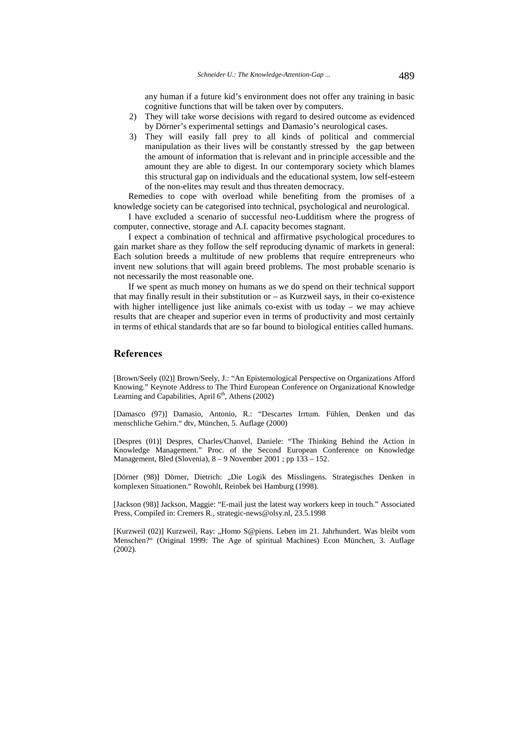any human if a future kid's environment does not offer any training in basic cognitive functions that will be taken over by computers.

2) They will take worse decisions with regard to desired outcome as evidenced by Dörner's experimental settings and Damasio's neurological cases.
3) They will easily fall prey to all kinds of political and commercial manipulation as their lives will be constantly stressed by the gap between the amount of information that is relevant and in principle accessible and the amount they are able to digest. In our contemporary society which blames this structural gap on individuals and the educational system, low self-esteem of the non-elites may result and thus threaten democracy.

Remedies to cope with overload while benefiting from the promises of a knowledge society can be categorised into technical, psychological and neurological.

I have excluded a scenario of successful neo-Ludditism where the progress of computer, connective, storage and A.I. capacity becomes stagnant.

I expect a combination of technical and affirmative psychological procedures to gain market share as they follow the self reproducing dynamic of markets in general: Each solution breeds a multitude of new problems that require entrepreneurs who invent new solutions that will again breed problems. The most probable scenario is not necessarily the most reasonable one.

If we spent as much money on humans as we do spend on their technical support that may finally result in their substitution or – as Kurzweil says, in their co-existence with higher intelligence just like animals co-exist with us today – we may achieve results that are cheaper and superior even in terms of productivity and most certainly in terms of ethical standards that are so far bound to biological entities called humans.

## References

[Brown/Seely (02)] Brown/Seely, J.: "An Epistemological Perspective on Organizations Afford Knowing." Keynote Address to The Third European Conference on Organizational Knowledge Learning and Capabilities, April 6th, Athens (2002)

[Damasco (97)] Damasio, Antonio, R.: "Descartes Irrtum. Fühlen, Denken und das menschliche Gehirn." dtv, München, 5. Auflage (2000)

[Despres (01)] Despres, Charles/Chanvel, Daniele: "The Thinking Behind the Action in Knowledge Management." Proc. of the Second European Conference on Knowledge Management, Bled (Slovenia), 8 – 9 November 2001 ; pp 133 – 152.

[Dörner (98)] Dörner, Dietrich: „Die Logik des Misslingens. Strategisches Denken in komplexen Situationen." Rowohlt, Reinbek bei Hamburg (1998).

[Jackson (98)] Jackson, Maggie: "E-mail just the latest way workers keep in touch." Associated Press, Compiled in: Cremers R., strategic-news@olsy.nl, 23.5.1998

[Kurzweil (02)] Kurzweil, Ray: „Homo S@piens. Leben im 21. Jahrhundert. Was bleibt vom Menschen?" (Original 1999: The Age of spiritual Machines) Econ München, 3. Auflage (2002).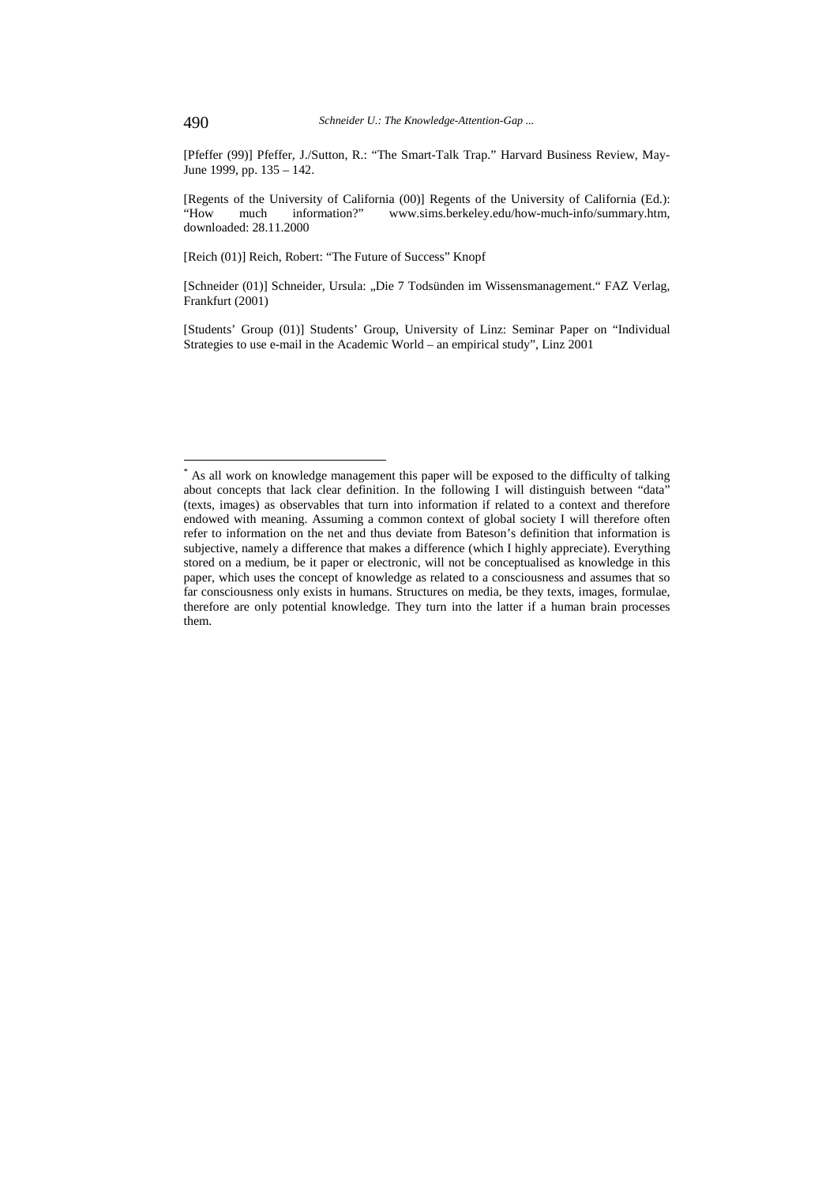[Pfeffer (99)] Pfeffer, J./Sutton, R.: "The Smart-Talk Trap." Harvard Business Review, May-June 1999, pp. 135 – 142.

[Regents of the University of California (00)] Regents of the University of California (Ed.): "How much information?" www.sims.berkeley.edu/how-much-info/summary.htm, downloaded: 28.11.2000

[Reich (01)] Reich, Robert: "The Future of Success" Knopf

[Schneider (01)] Schneider, Ursula: „Die 7 Todsünden im Wissensmanagement." FAZ Verlag, Frankfurt (2001)

[Students' Group (01)] Students' Group, University of Linz: Seminar Paper on "Individual Strategies to use e-mail in the Academic World – an empirical study", Linz 2001

---

* As all work on knowledge management this paper will be exposed to the difficulty of talking about concepts that lack clear definition. In the following I will distinguish between "data" (texts, images) as observables that turn into information if related to a context and therefore endowed with meaning. Assuming a common context of global society I will therefore often refer to information on the net and thus deviate from Bateson's definition that information is subjective, namely a difference that makes a difference (which I highly appreciate). Everything stored on a medium, be it paper or electronic, will not be conceptualised as knowledge in this paper, which uses the concept of knowledge as related to a consciousness and assumes that so far consciousness only exists in humans. Structures on media, be they texts, images, formulae, therefore are only potential knowledge. They turn into the latter if a human brain processes them.